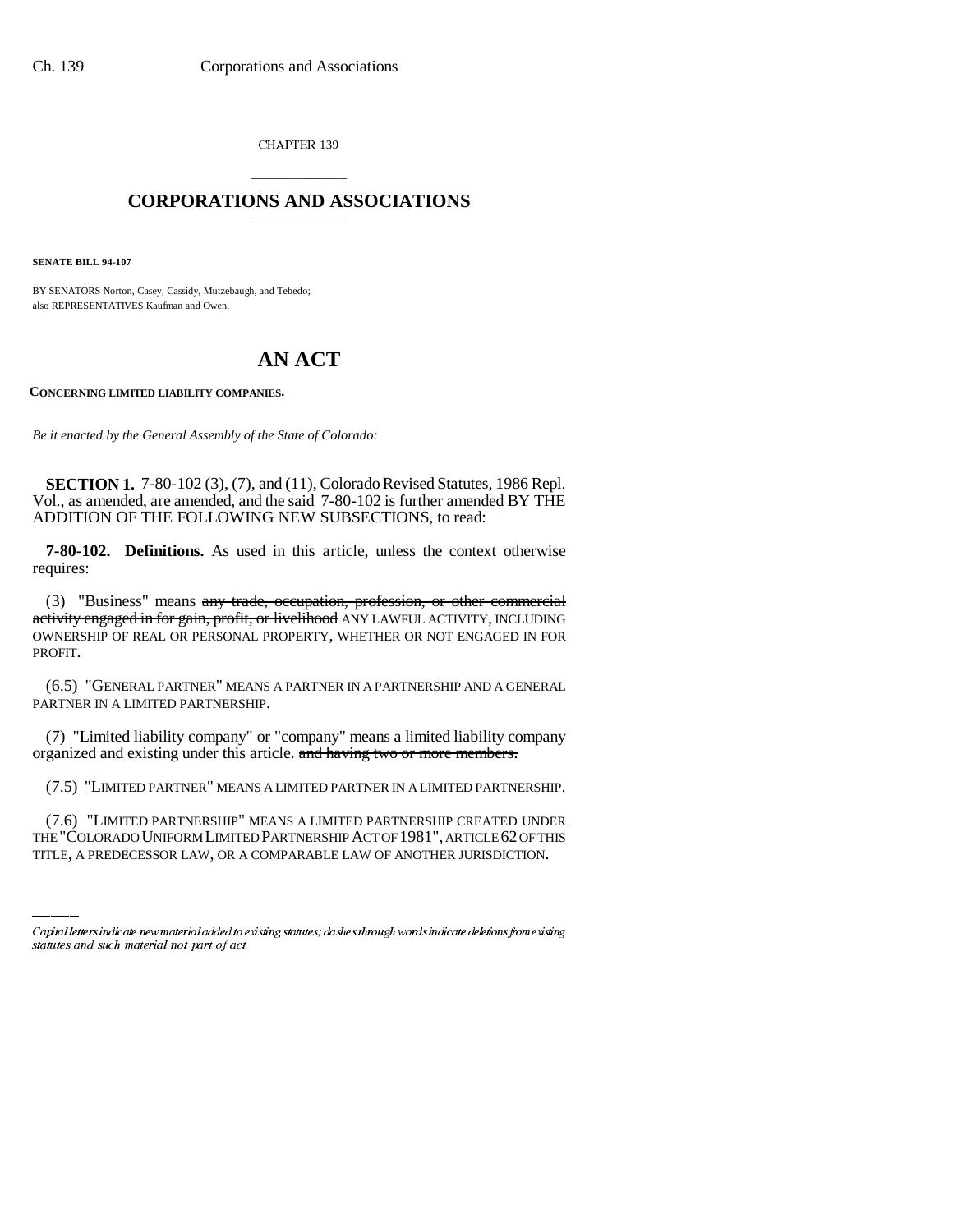CHAPTER 139

## CORPORATIONS AND ASSOCIATIONS

**SENATE BILL 94-107**

BY SENATORS Norton, Casey, Cassidy, Mutzebaugh, and Tebedo;
also REPRESENTATIVES Kaufman and Owen.

# AN ACT

**CONCERNING LIMITED LIABILITY COMPANIES.**

*Be it enacted by the General Assembly of the State of Colorado:*

**SECTION 1.** 7-80-102 (3), (7), and (11), Colorado Revised Statutes, 1986 Repl. Vol., as amended, are amended, and the said 7-80-102 is further amended BY THE ADDITION OF THE FOLLOWING NEW SUBSECTIONS, to read:

**7-80-102. Definitions.** As used in this article, unless the context otherwise requires:

(3) "Business" means ~~any trade, occupation, profession, or other commercial activity engaged in for gain, profit, or livelihood~~ ANY LAWFUL ACTIVITY, INCLUDING OWNERSHIP OF REAL OR PERSONAL PROPERTY, WHETHER OR NOT ENGAGED IN FOR PROFIT.

(6.5) "GENERAL PARTNER" MEANS A PARTNER IN A PARTNERSHIP AND A GENERAL PARTNER IN A LIMITED PARTNERSHIP.

(7) "Limited liability company" or "company" means a limited liability company organized and existing under this article. ~~and having two or more members.~~

(7.5) "LIMITED PARTNER" MEANS A LIMITED PARTNER IN A LIMITED PARTNERSHIP.

(7.6) "LIMITED PARTNERSHIP" MEANS A LIMITED PARTNERSHIP CREATED UNDER THE "COLORADO UNIFORM LIMITED PARTNERSHIP ACT OF 1981", ARTICLE 62 OF THIS TITLE, A PREDECESSOR LAW, OR A COMPARABLE LAW OF ANOTHER JURISDICTION.

*Capital letters indicate new material added to existing statutes; dashes through words indicate deletions from existing statutes and such material not part of act.*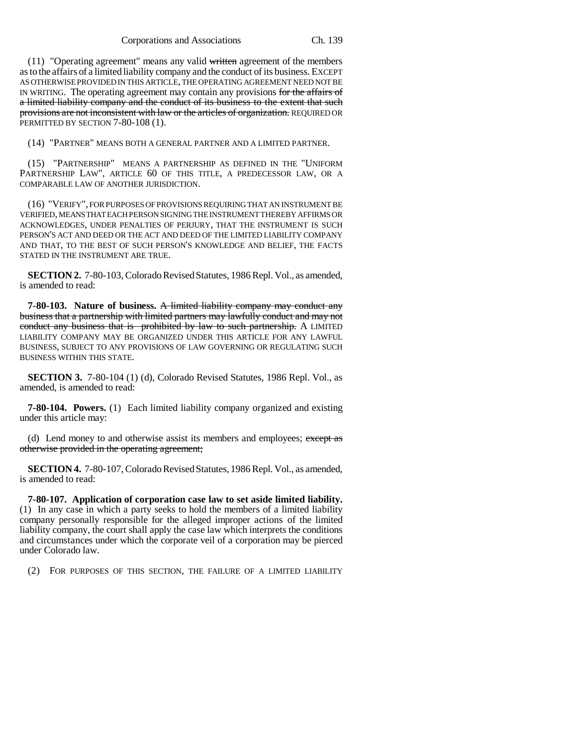(11) "Operating agreement" means any valid ~~written~~ agreement of the members as to the affairs of a limited liability company and the conduct of its business. EXCEPT AS OTHERWISE PROVIDED IN THIS ARTICLE, THE OPERATING AGREEMENT NEED NOT BE IN WRITING. The operating agreement may contain any provisions ~~for the affairs of a limited liability company and the conduct of its business to the extent that such provisions are not inconsistent with law or the articles of organization.~~ REQUIRED OR PERMITTED BY SECTION 7-80-108 (1).

(14) "PARTNER" MEANS BOTH A GENERAL PARTNER AND A LIMITED PARTNER.

(15) "PARTNERSHIP" MEANS A PARTNERSHIP AS DEFINED IN THE "UNIFORM PARTNERSHIP LAW", ARTICLE 60 OF THIS TITLE, A PREDECESSOR LAW, OR A COMPARABLE LAW OF ANOTHER JURISDICTION.

(16) "VERIFY", FOR PURPOSES OF PROVISIONS REQUIRING THAT AN INSTRUMENT BE VERIFIED, MEANS THAT EACH PERSON SIGNING THE INSTRUMENT THEREBY AFFIRMS OR ACKNOWLEDGES, UNDER PENALTIES OF PERJURY, THAT THE INSTRUMENT IS SUCH PERSON'S ACT AND DEED OR THE ACT AND DEED OF THE LIMITED LIABILITY COMPANY AND THAT, TO THE BEST OF SUCH PERSON'S KNOWLEDGE AND BELIEF, THE FACTS STATED IN THE INSTRUMENT ARE TRUE.

**SECTION 2.** 7-80-103, Colorado Revised Statutes, 1986 Repl. Vol., as amended, is amended to read:

**7-80-103. Nature of business.** ~~A limited liability company may conduct any business that a partnership with limited partners may lawfully conduct and may not conduct any business that is prohibited by law to such partnership.~~ A LIMITED LIABILITY COMPANY MAY BE ORGANIZED UNDER THIS ARTICLE FOR ANY LAWFUL BUSINESS, SUBJECT TO ANY PROVISIONS OF LAW GOVERNING OR REGULATING SUCH BUSINESS WITHIN THIS STATE.

**SECTION 3.** 7-80-104 (1) (d), Colorado Revised Statutes, 1986 Repl. Vol., as amended, is amended to read:

**7-80-104. Powers.** (1) Each limited liability company organized and existing under this article may:

(d) Lend money to and otherwise assist its members and employees; ~~except as otherwise provided in the operating agreement;~~

**SECTION 4.** 7-80-107, Colorado Revised Statutes, 1986 Repl. Vol., as amended, is amended to read:

**7-80-107. Application of corporation case law to set aside limited liability.** (1) In any case in which a party seeks to hold the members of a limited liability company personally responsible for the alleged improper actions of the limited liability company, the court shall apply the case law which interprets the conditions and circumstances under which the corporate veil of a corporation may be pierced under Colorado law.

(2) FOR PURPOSES OF THIS SECTION, THE FAILURE OF A LIMITED LIABILITY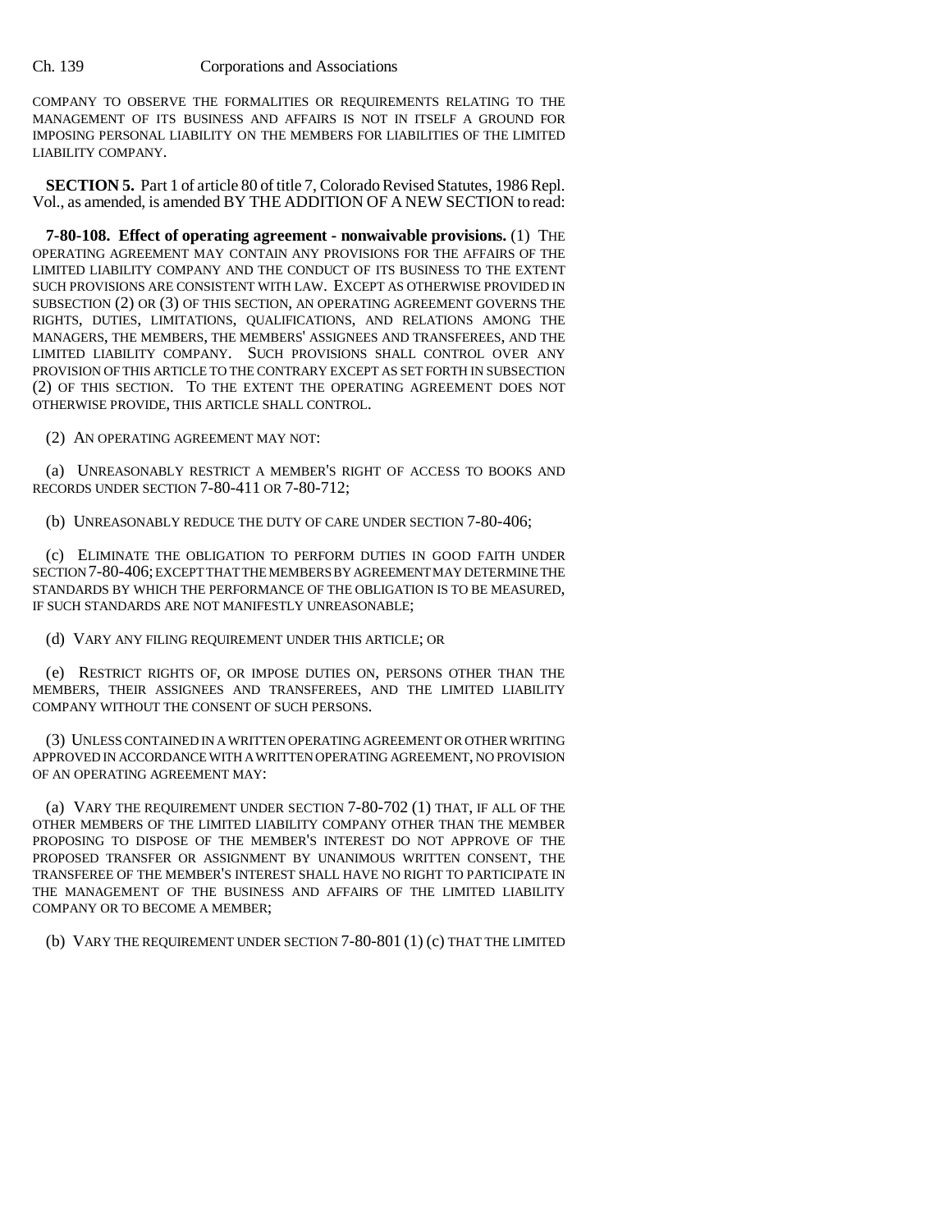COMPANY TO OBSERVE THE FORMALITIES OR REQUIREMENTS RELATING TO THE MANAGEMENT OF ITS BUSINESS AND AFFAIRS IS NOT IN ITSELF A GROUND FOR IMPOSING PERSONAL LIABILITY ON THE MEMBERS FOR LIABILITIES OF THE LIMITED LIABILITY COMPANY.

**SECTION 5.** Part 1 of article 80 of title 7, Colorado Revised Statutes, 1986 Repl. Vol., as amended, is amended BY THE ADDITION OF A NEW SECTION to read:

**7-80-108. Effect of operating agreement - nonwaivable provisions.** (1) THE OPERATING AGREEMENT MAY CONTAIN ANY PROVISIONS FOR THE AFFAIRS OF THE LIMITED LIABILITY COMPANY AND THE CONDUCT OF ITS BUSINESS TO THE EXTENT SUCH PROVISIONS ARE CONSISTENT WITH LAW. EXCEPT AS OTHERWISE PROVIDED IN SUBSECTION (2) OR (3) OF THIS SECTION, AN OPERATING AGREEMENT GOVERNS THE RIGHTS, DUTIES, LIMITATIONS, QUALIFICATIONS, AND RELATIONS AMONG THE MANAGERS, THE MEMBERS, THE MEMBERS' ASSIGNEES AND TRANSFEREES, AND THE LIMITED LIABILITY COMPANY. SUCH PROVISIONS SHALL CONTROL OVER ANY PROVISION OF THIS ARTICLE TO THE CONTRARY EXCEPT AS SET FORTH IN SUBSECTION (2) OF THIS SECTION. TO THE EXTENT THE OPERATING AGREEMENT DOES NOT OTHERWISE PROVIDE, THIS ARTICLE SHALL CONTROL.

(2) AN OPERATING AGREEMENT MAY NOT:

(a) UNREASONABLY RESTRICT A MEMBER'S RIGHT OF ACCESS TO BOOKS AND RECORDS UNDER SECTION 7-80-411 OR 7-80-712;

(b) UNREASONABLY REDUCE THE DUTY OF CARE UNDER SECTION 7-80-406;

(c) ELIMINATE THE OBLIGATION TO PERFORM DUTIES IN GOOD FAITH UNDER SECTION 7-80-406; EXCEPT THAT THE MEMBERS BY AGREEMENT MAY DETERMINE THE STANDARDS BY WHICH THE PERFORMANCE OF THE OBLIGATION IS TO BE MEASURED, IF SUCH STANDARDS ARE NOT MANIFESTLY UNREASONABLE;

(d) VARY ANY FILING REQUIREMENT UNDER THIS ARTICLE; OR

(e) RESTRICT RIGHTS OF, OR IMPOSE DUTIES ON, PERSONS OTHER THAN THE MEMBERS, THEIR ASSIGNEES AND TRANSFEREES, AND THE LIMITED LIABILITY COMPANY WITHOUT THE CONSENT OF SUCH PERSONS.

(3) UNLESS CONTAINED IN A WRITTEN OPERATING AGREEMENT OR OTHER WRITING APPROVED IN ACCORDANCE WITH A WRITTEN OPERATING AGREEMENT, NO PROVISION OF AN OPERATING AGREEMENT MAY:

(a) VARY THE REQUIREMENT UNDER SECTION 7-80-702 (1) THAT, IF ALL OF THE OTHER MEMBERS OF THE LIMITED LIABILITY COMPANY OTHER THAN THE MEMBER PROPOSING TO DISPOSE OF THE MEMBER'S INTEREST DO NOT APPROVE OF THE PROPOSED TRANSFER OR ASSIGNMENT BY UNANIMOUS WRITTEN CONSENT, THE TRANSFEREE OF THE MEMBER'S INTEREST SHALL HAVE NO RIGHT TO PARTICIPATE IN THE MANAGEMENT OF THE BUSINESS AND AFFAIRS OF THE LIMITED LIABILITY COMPANY OR TO BECOME A MEMBER;

(b) VARY THE REQUIREMENT UNDER SECTION 7-80-801 (1) (c) THAT THE LIMITED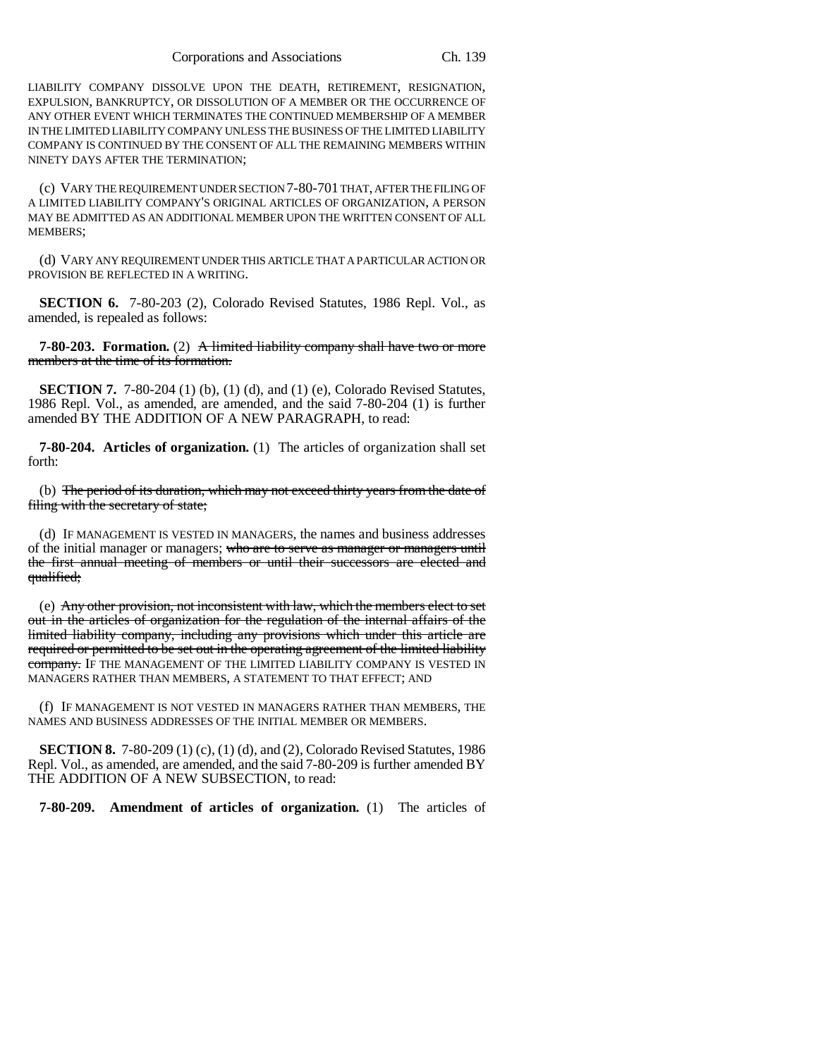LIABILITY COMPANY DISSOLVE UPON THE DEATH, RETIREMENT, RESIGNATION, EXPULSION, BANKRUPTCY, OR DISSOLUTION OF A MEMBER OR THE OCCURRENCE OF ANY OTHER EVENT WHICH TERMINATES THE CONTINUED MEMBERSHIP OF A MEMBER IN THE LIMITED LIABILITY COMPANY UNLESS THE BUSINESS OF THE LIMITED LIABILITY COMPANY IS CONTINUED BY THE CONSENT OF ALL THE REMAINING MEMBERS WITHIN NINETY DAYS AFTER THE TERMINATION;

(c) VARY THE REQUIREMENT UNDER SECTION 7-80-701 THAT, AFTER THE FILING OF A LIMITED LIABILITY COMPANY'S ORIGINAL ARTICLES OF ORGANIZATION, A PERSON MAY BE ADMITTED AS AN ADDITIONAL MEMBER UPON THE WRITTEN CONSENT OF ALL MEMBERS;

(d) VARY ANY REQUIREMENT UNDER THIS ARTICLE THAT A PARTICULAR ACTION OR PROVISION BE REFLECTED IN A WRITING.

**SECTION 6.** 7-80-203 (2), Colorado Revised Statutes, 1986 Repl. Vol., as amended, is repealed as follows:

**7-80-203. Formation.** (2) ~~A limited liability company shall have two or more members at the time of its formation.~~

**SECTION 7.** 7-80-204 (1) (b), (1) (d), and (1) (e), Colorado Revised Statutes, 1986 Repl. Vol., as amended, are amended, and the said 7-80-204 (1) is further amended BY THE ADDITION OF A NEW PARAGRAPH, to read:

**7-80-204. Articles of organization.** (1) The articles of organization shall set forth:

(b) ~~The period of its duration, which may not exceed thirty years from the date of filing with the secretary of state;~~

(d) IF MANAGEMENT IS VESTED IN MANAGERS, the names and business addresses of the initial manager or managers; ~~who are to serve as manager or managers until the first annual meeting of members or until their successors are elected and qualified;~~

(e) ~~Any other provision, not inconsistent with law, which the members elect to set out in the articles of organization for the regulation of the internal affairs of the limited liability company, including any provisions which under this article are required or permitted to be set out in the operating agreement of the limited liability company.~~ IF THE MANAGEMENT OF THE LIMITED LIABILITY COMPANY IS VESTED IN MANAGERS RATHER THAN MEMBERS, A STATEMENT TO THAT EFFECT; AND

(f) IF MANAGEMENT IS NOT VESTED IN MANAGERS RATHER THAN MEMBERS, THE NAMES AND BUSINESS ADDRESSES OF THE INITIAL MEMBER OR MEMBERS.

**SECTION 8.** 7-80-209 (1) (c), (1) (d), and (2), Colorado Revised Statutes, 1986 Repl. Vol., as amended, are amended, and the said 7-80-209 is further amended BY THE ADDITION OF A NEW SUBSECTION, to read:

**7-80-209. Amendment of articles of organization.** (1) The articles of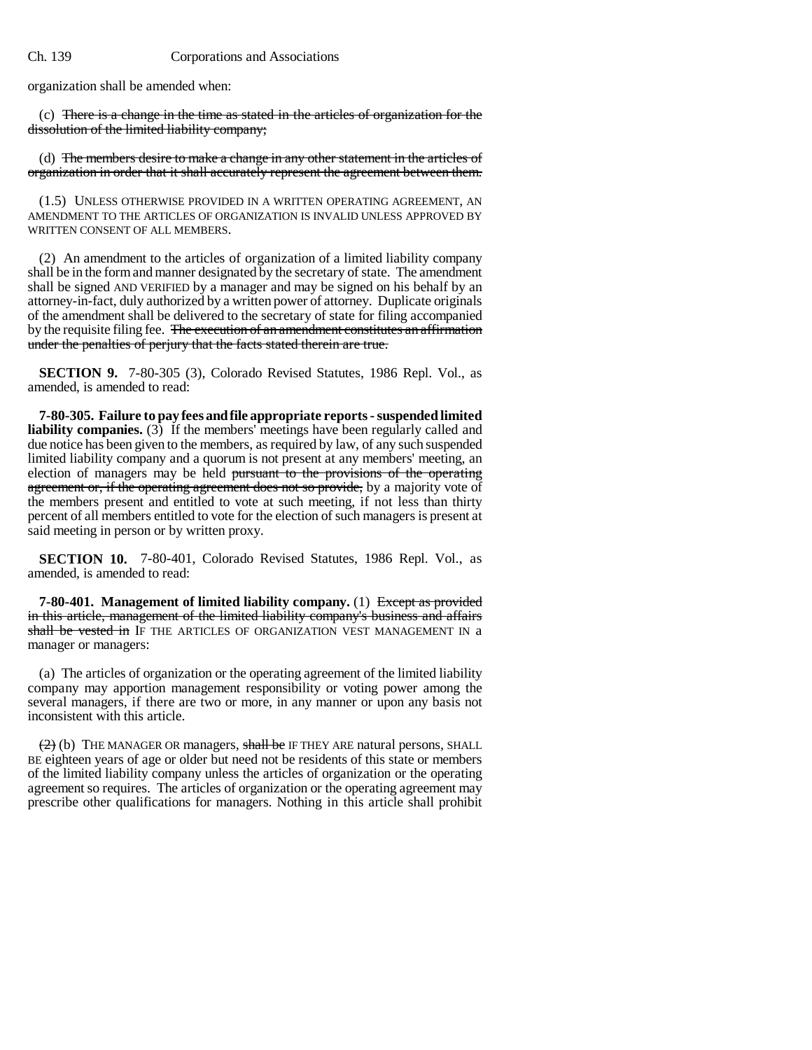organization shall be amended when:

(c) ~~There is a change in the time as stated in the articles of organization for the dissolution of the limited liability company;~~

(d) ~~The members desire to make a change in any other statement in the articles of organization in order that it shall accurately represent the agreement between them.~~

(1.5) UNLESS OTHERWISE PROVIDED IN A WRITTEN OPERATING AGREEMENT, AN AMENDMENT TO THE ARTICLES OF ORGANIZATION IS INVALID UNLESS APPROVED BY WRITTEN CONSENT OF ALL MEMBERS.

(2) An amendment to the articles of organization of a limited liability company shall be in the form and manner designated by the secretary of state. The amendment shall be signed AND VERIFIED by a manager and may be signed on his behalf by an attorney-in-fact, duly authorized by a written power of attorney. Duplicate originals of the amendment shall be delivered to the secretary of state for filing accompanied by the requisite filing fee. ~~The execution of an amendment constitutes an affirmation under the penalties of perjury that the facts stated therein are true.~~

**SECTION 9.** 7-80-305 (3), Colorado Revised Statutes, 1986 Repl. Vol., as amended, is amended to read:

**7-80-305. Failure to pay fees and file appropriate reports - suspended limited liability companies.** (3) If the members' meetings have been regularly called and due notice has been given to the members, as required by law, of any such suspended limited liability company and a quorum is not present at any members' meeting, an election of managers may be held ~~pursuant to the provisions of the operating agreement or, if the operating agreement does not so provide,~~ by a majority vote of the members present and entitled to vote at such meeting, if not less than thirty percent of all members entitled to vote for the election of such managers is present at said meeting in person or by written proxy.

**SECTION 10.** 7-80-401, Colorado Revised Statutes, 1986 Repl. Vol., as amended, is amended to read:

**7-80-401. Management of limited liability company.** (1) ~~Except as provided in this article, management of the limited liability company's business and affairs shall be vested in~~ IF THE ARTICLES OF ORGANIZATION VEST MANAGEMENT IN a manager or managers:

(a) The articles of organization or the operating agreement of the limited liability company may apportion management responsibility or voting power among the several managers, if there are two or more, in any manner or upon any basis not inconsistent with this article.

~~(2)~~ (b) THE MANAGER OR managers, ~~shall be~~ IF THEY ARE natural persons, SHALL BE eighteen years of age or older but need not be residents of this state or members of the limited liability company unless the articles of organization or the operating agreement so requires. The articles of organization or the operating agreement may prescribe other qualifications for managers. Nothing in this article shall prohibit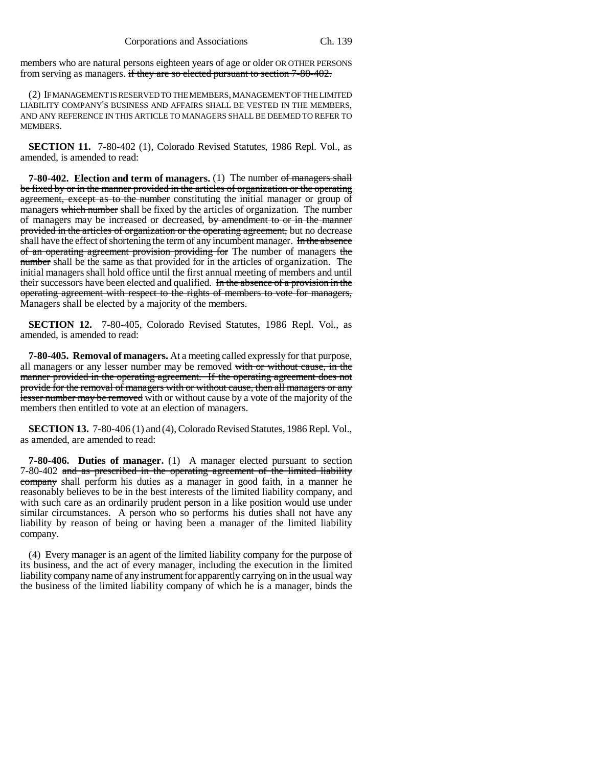members who are natural persons eighteen years of age or older OR OTHER PERSONS from serving as managers. ~~if they are so elected pursuant to section 7-80-402.~~

(2) IF MANAGEMENT IS RESERVED TO THE MEMBERS, MANAGEMENT OF THE LIMITED LIABILITY COMPANY'S BUSINESS AND AFFAIRS SHALL BE VESTED IN THE MEMBERS, AND ANY REFERENCE IN THIS ARTICLE TO MANAGERS SHALL BE DEEMED TO REFER TO MEMBERS.

**SECTION 11.** 7-80-402 (1), Colorado Revised Statutes, 1986 Repl. Vol., as amended, is amended to read:

**7-80-402. Election and term of managers.** (1) The number ~~of managers shall be fixed by or in the manner provided in the articles of organization or the operating agreement, except as to the number~~ constituting the initial manager or group of managers ~~which number~~ shall be fixed by the articles of organization. The number of managers may be increased or decreased, ~~by amendment to or in the manner provided in the articles of organization or the operating agreement,~~ but no decrease shall have the effect of shortening the term of any incumbent manager. ~~In the absence of an operating agreement provision providing for~~ The number of managers ~~the number~~ shall be the same as that provided for in the articles of organization. The initial managers shall hold office until the first annual meeting of members and until their successors have been elected and qualified. ~~In the absence of a provision in the operating agreement with respect to the rights of members to vote for managers,~~ Managers shall be elected by a majority of the members.

**SECTION 12.** 7-80-405, Colorado Revised Statutes, 1986 Repl. Vol., as amended, is amended to read:

**7-80-405. Removal of managers.** At a meeting called expressly for that purpose, all managers or any lesser number may be removed ~~with or without cause, in the manner provided in the operating agreement. If the operating agreement does not provide for the removal of managers with or without cause, then all managers or any lesser number may be removed~~ with or without cause by a vote of the majority of the members then entitled to vote at an election of managers.

**SECTION 13.** 7-80-406 (1) and (4), Colorado Revised Statutes, 1986 Repl. Vol., as amended, are amended to read:

**7-80-406. Duties of manager.** (1) A manager elected pursuant to section 7-80-402 ~~and as prescribed in the operating agreement of the limited liability company~~ shall perform his duties as a manager in good faith, in a manner he reasonably believes to be in the best interests of the limited liability company, and with such care as an ordinarily prudent person in a like position would use under similar circumstances. A person who so performs his duties shall not have any liability by reason of being or having been a manager of the limited liability company.

(4) Every manager is an agent of the limited liability company for the purpose of its business, and the act of every manager, including the execution in the limited liability company name of any instrument for apparently carrying on in the usual way the business of the limited liability company of which he is a manager, binds the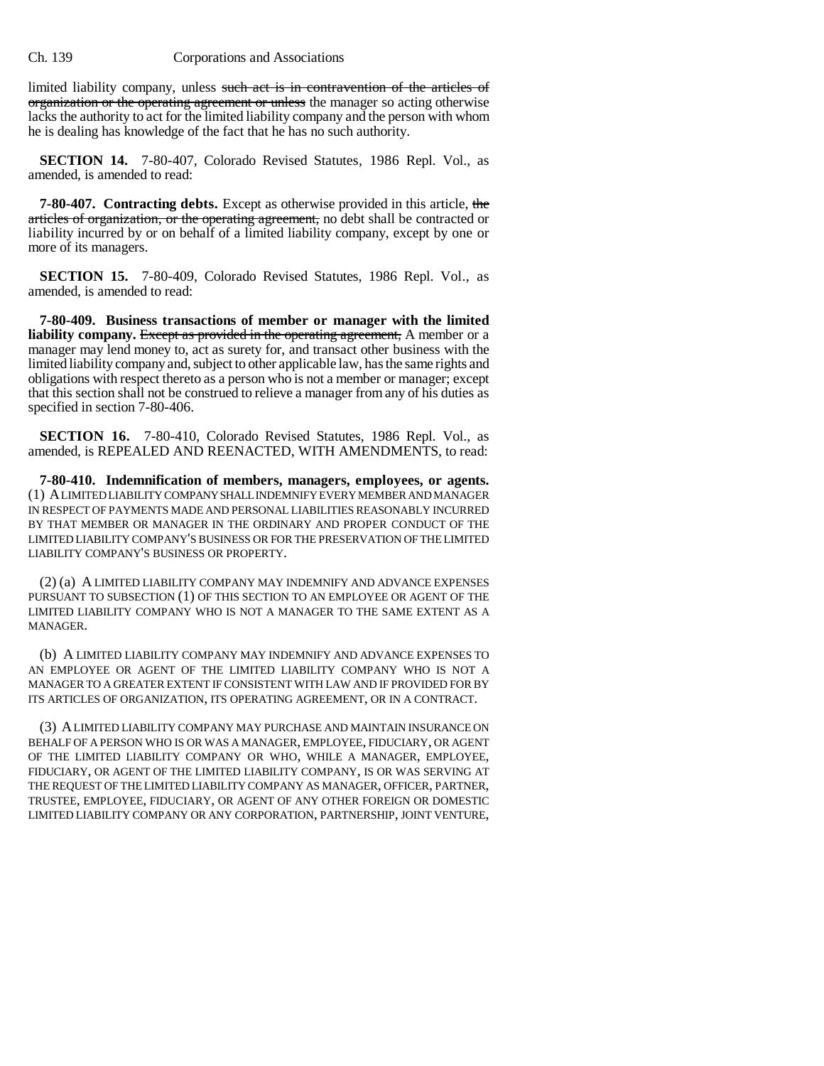limited liability company, unless ~~such act is in contravention of the articles of organization or the operating agreement or unless~~ the manager so acting otherwise lacks the authority to act for the limited liability company and the person with whom he is dealing has knowledge of the fact that he has no such authority.

**SECTION 14.** 7-80-407, Colorado Revised Statutes, 1986 Repl. Vol., as amended, is amended to read:

**7-80-407. Contracting debts.** Except as otherwise provided in this article, ~~the articles of organization, or the operating agreement,~~ no debt shall be contracted or liability incurred by or on behalf of a limited liability company, except by one or more of its managers.

**SECTION 15.** 7-80-409, Colorado Revised Statutes, 1986 Repl. Vol., as amended, is amended to read:

**7-80-409. Business transactions of member or manager with the limited liability company.** ~~Except as provided in the operating agreement,~~ A member or a manager may lend money to, act as surety for, and transact other business with the limited liability company and, subject to other applicable law, has the same rights and obligations with respect thereto as a person who is not a member or manager; except that this section shall not be construed to relieve a manager from any of his duties as specified in section 7-80-406.

**SECTION 16.** 7-80-410, Colorado Revised Statutes, 1986 Repl. Vol., as amended, is REPEALED AND REENACTED, WITH AMENDMENTS, to read:

**7-80-410. Indemnification of members, managers, employees, or agents.** (1) A LIMITED LIABILITY COMPANY SHALL INDEMNIFY EVERY MEMBER AND MANAGER IN RESPECT OF PAYMENTS MADE AND PERSONAL LIABILITIES REASONABLY INCURRED BY THAT MEMBER OR MANAGER IN THE ORDINARY AND PROPER CONDUCT OF THE LIMITED LIABILITY COMPANY'S BUSINESS OR FOR THE PRESERVATION OF THE LIMITED LIABILITY COMPANY'S BUSINESS OR PROPERTY.

(2) (a) A LIMITED LIABILITY COMPANY MAY INDEMNIFY AND ADVANCE EXPENSES PURSUANT TO SUBSECTION (1) OF THIS SECTION TO AN EMPLOYEE OR AGENT OF THE LIMITED LIABILITY COMPANY WHO IS NOT A MANAGER TO THE SAME EXTENT AS A MANAGER.

(b) A LIMITED LIABILITY COMPANY MAY INDEMNIFY AND ADVANCE EXPENSES TO AN EMPLOYEE OR AGENT OF THE LIMITED LIABILITY COMPANY WHO IS NOT A MANAGER TO A GREATER EXTENT IF CONSISTENT WITH LAW AND IF PROVIDED FOR BY ITS ARTICLES OF ORGANIZATION, ITS OPERATING AGREEMENT, OR IN A CONTRACT.

(3) A LIMITED LIABILITY COMPANY MAY PURCHASE AND MAINTAIN INSURANCE ON BEHALF OF A PERSON WHO IS OR WAS A MANAGER, EMPLOYEE, FIDUCIARY, OR AGENT OF THE LIMITED LIABILITY COMPANY OR WHO, WHILE A MANAGER, EMPLOYEE, FIDUCIARY, OR AGENT OF THE LIMITED LIABILITY COMPANY, IS OR WAS SERVING AT THE REQUEST OF THE LIMITED LIABILITY COMPANY AS MANAGER, OFFICER, PARTNER, TRUSTEE, EMPLOYEE, FIDUCIARY, OR AGENT OF ANY OTHER FOREIGN OR DOMESTIC LIMITED LIABILITY COMPANY OR ANY CORPORATION, PARTNERSHIP, JOINT VENTURE,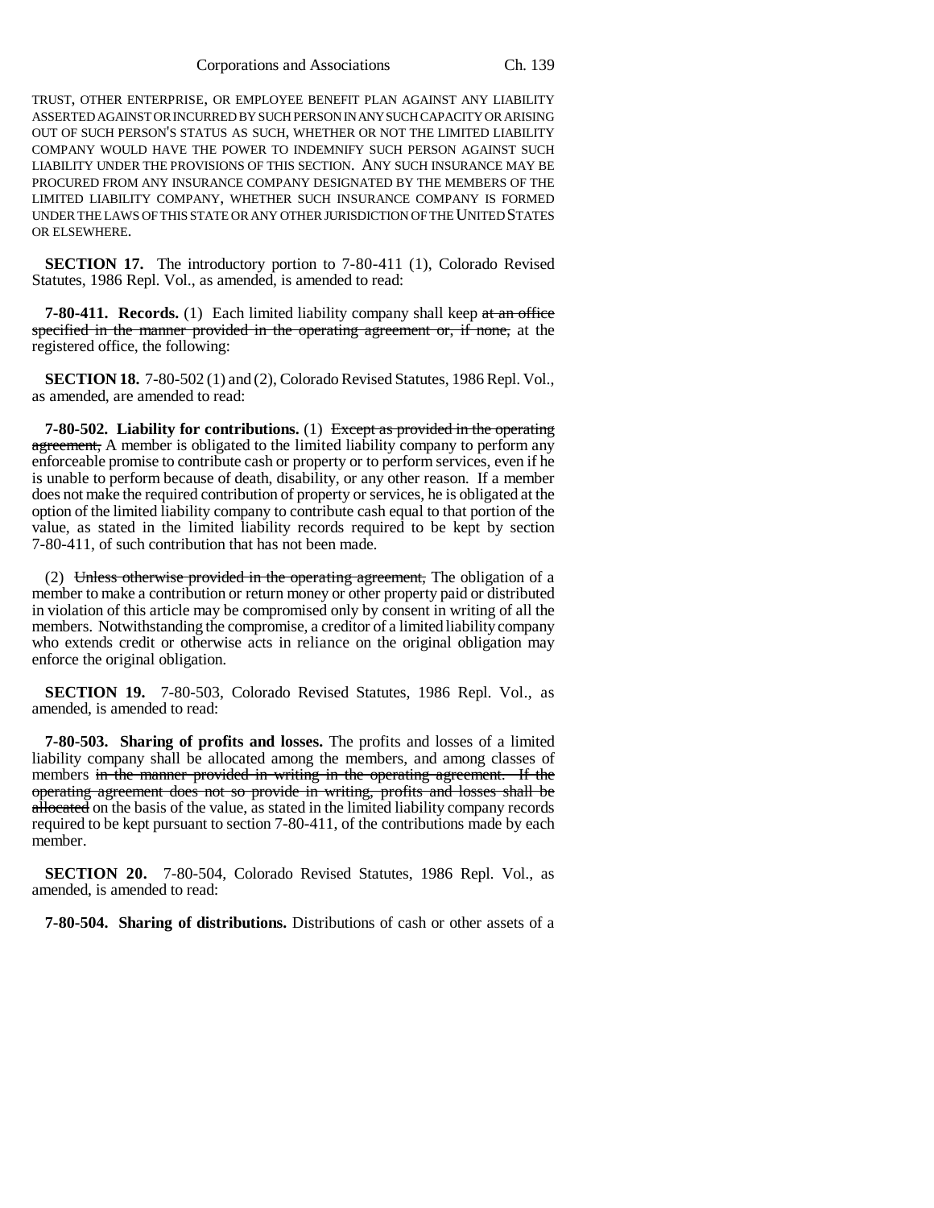TRUST, OTHER ENTERPRISE, OR EMPLOYEE BENEFIT PLAN AGAINST ANY LIABILITY ASSERTED AGAINST OR INCURRED BY SUCH PERSON IN ANY SUCH CAPACITY OR ARISING OUT OF SUCH PERSON'S STATUS AS SUCH, WHETHER OR NOT THE LIMITED LIABILITY COMPANY WOULD HAVE THE POWER TO INDEMNIFY SUCH PERSON AGAINST SUCH LIABILITY UNDER THE PROVISIONS OF THIS SECTION. ANY SUCH INSURANCE MAY BE PROCURED FROM ANY INSURANCE COMPANY DESIGNATED BY THE MEMBERS OF THE LIMITED LIABILITY COMPANY, WHETHER SUCH INSURANCE COMPANY IS FORMED UNDER THE LAWS OF THIS STATE OR ANY OTHER JURISDICTION OF THE UNITED STATES OR ELSEWHERE.

**SECTION 17.** The introductory portion to 7-80-411 (1), Colorado Revised Statutes, 1986 Repl. Vol., as amended, is amended to read:

**7-80-411. Records.** (1) Each limited liability company shall keep ~~at an office specified in the manner provided in the operating agreement or, if none,~~ at the registered office, the following:

**SECTION 18.** 7-80-502 (1) and (2), Colorado Revised Statutes, 1986 Repl. Vol., as amended, are amended to read:

**7-80-502. Liability for contributions.** (1) ~~Except as provided in the operating agreement,~~ A member is obligated to the limited liability company to perform any enforceable promise to contribute cash or property or to perform services, even if he is unable to perform because of death, disability, or any other reason. If a member does not make the required contribution of property or services, he is obligated at the option of the limited liability company to contribute cash equal to that portion of the value, as stated in the limited liability records required to be kept by section 7-80-411, of such contribution that has not been made.

(2) ~~Unless otherwise provided in the operating agreement,~~ The obligation of a member to make a contribution or return money or other property paid or distributed in violation of this article may be compromised only by consent in writing of all the members. Notwithstanding the compromise, a creditor of a limited liability company who extends credit or otherwise acts in reliance on the original obligation may enforce the original obligation.

**SECTION 19.** 7-80-503, Colorado Revised Statutes, 1986 Repl. Vol., as amended, is amended to read:

**7-80-503. Sharing of profits and losses.** The profits and losses of a limited liability company shall be allocated among the members, and among classes of members ~~in the manner provided in writing in the operating agreement. If the operating agreement does not so provide in writing, profits and losses shall be allocated~~ on the basis of the value, as stated in the limited liability company records required to be kept pursuant to section 7-80-411, of the contributions made by each member.

**SECTION 20.** 7-80-504, Colorado Revised Statutes, 1986 Repl. Vol., as amended, is amended to read:

**7-80-504. Sharing of distributions.** Distributions of cash or other assets of a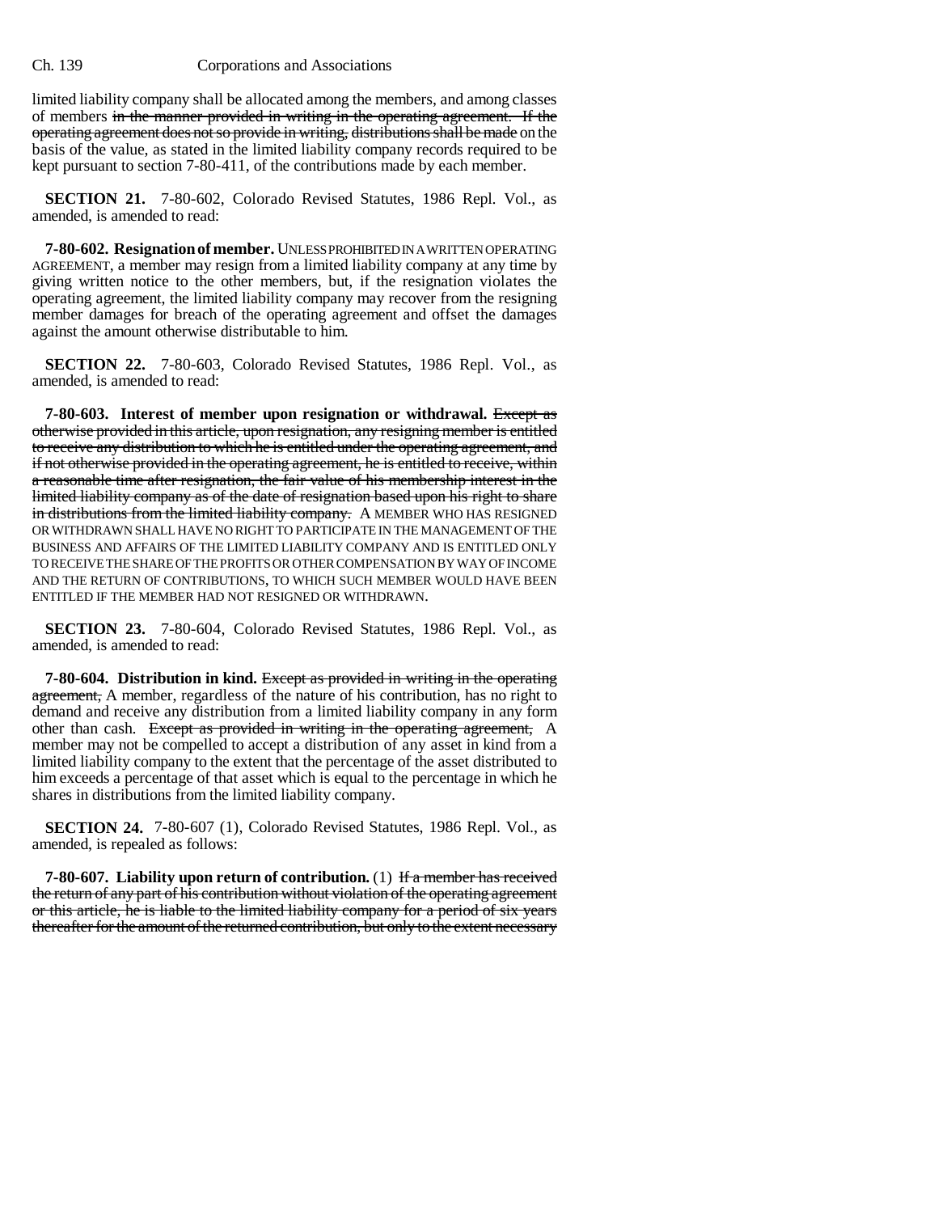limited liability company shall be allocated among the members, and among classes of members ~~in the manner provided in writing in the operating agreement. If the operating agreement does not so provide in writing, distributions shall be made~~ on the basis of the value, as stated in the limited liability company records required to be kept pursuant to section 7-80-411, of the contributions made by each member.

**SECTION 21.** 7-80-602, Colorado Revised Statutes, 1986 Repl. Vol., as amended, is amended to read:

**7-80-602. Resignation of member.** UNLESS PROHIBITED IN A WRITTEN OPERATING AGREEMENT, a member may resign from a limited liability company at any time by giving written notice to the other members, but, if the resignation violates the operating agreement, the limited liability company may recover from the resigning member damages for breach of the operating agreement and offset the damages against the amount otherwise distributable to him.

**SECTION 22.** 7-80-603, Colorado Revised Statutes, 1986 Repl. Vol., as amended, is amended to read:

**7-80-603. Interest of member upon resignation or withdrawal.** ~~Except as otherwise provided in this article, upon resignation, any resigning member is entitled to receive any distribution to which he is entitled under the operating agreement, and if not otherwise provided in the operating agreement, he is entitled to receive, within a reasonable time after resignation, the fair value of his membership interest in the limited liability company as of the date of resignation based upon his right to share in distributions from the limited liability company.~~ A MEMBER WHO HAS RESIGNED OR WITHDRAWN SHALL HAVE NO RIGHT TO PARTICIPATE IN THE MANAGEMENT OF THE BUSINESS AND AFFAIRS OF THE LIMITED LIABILITY COMPANY AND IS ENTITLED ONLY TO RECEIVE THE SHARE OF THE PROFITS OR OTHER COMPENSATION BY WAY OF INCOME AND THE RETURN OF CONTRIBUTIONS, TO WHICH SUCH MEMBER WOULD HAVE BEEN ENTITLED IF THE MEMBER HAD NOT RESIGNED OR WITHDRAWN.

**SECTION 23.** 7-80-604, Colorado Revised Statutes, 1986 Repl. Vol., as amended, is amended to read:

**7-80-604. Distribution in kind.** ~~Except as provided in writing in the operating agreement,~~ A member, regardless of the nature of his contribution, has no right to demand and receive any distribution from a limited liability company in any form other than cash. ~~Except as provided in writing in the operating agreement,~~ A member may not be compelled to accept a distribution of any asset in kind from a limited liability company to the extent that the percentage of the asset distributed to him exceeds a percentage of that asset which is equal to the percentage in which he shares in distributions from the limited liability company.

**SECTION 24.** 7-80-607 (1), Colorado Revised Statutes, 1986 Repl. Vol., as amended, is repealed as follows:

**7-80-607. Liability upon return of contribution.** (1) ~~If a member has received the return of any part of his contribution without violation of the operating agreement or this article, he is liable to the limited liability company for a period of six years thereafter for the amount of the returned contribution, but only to the extent necessary~~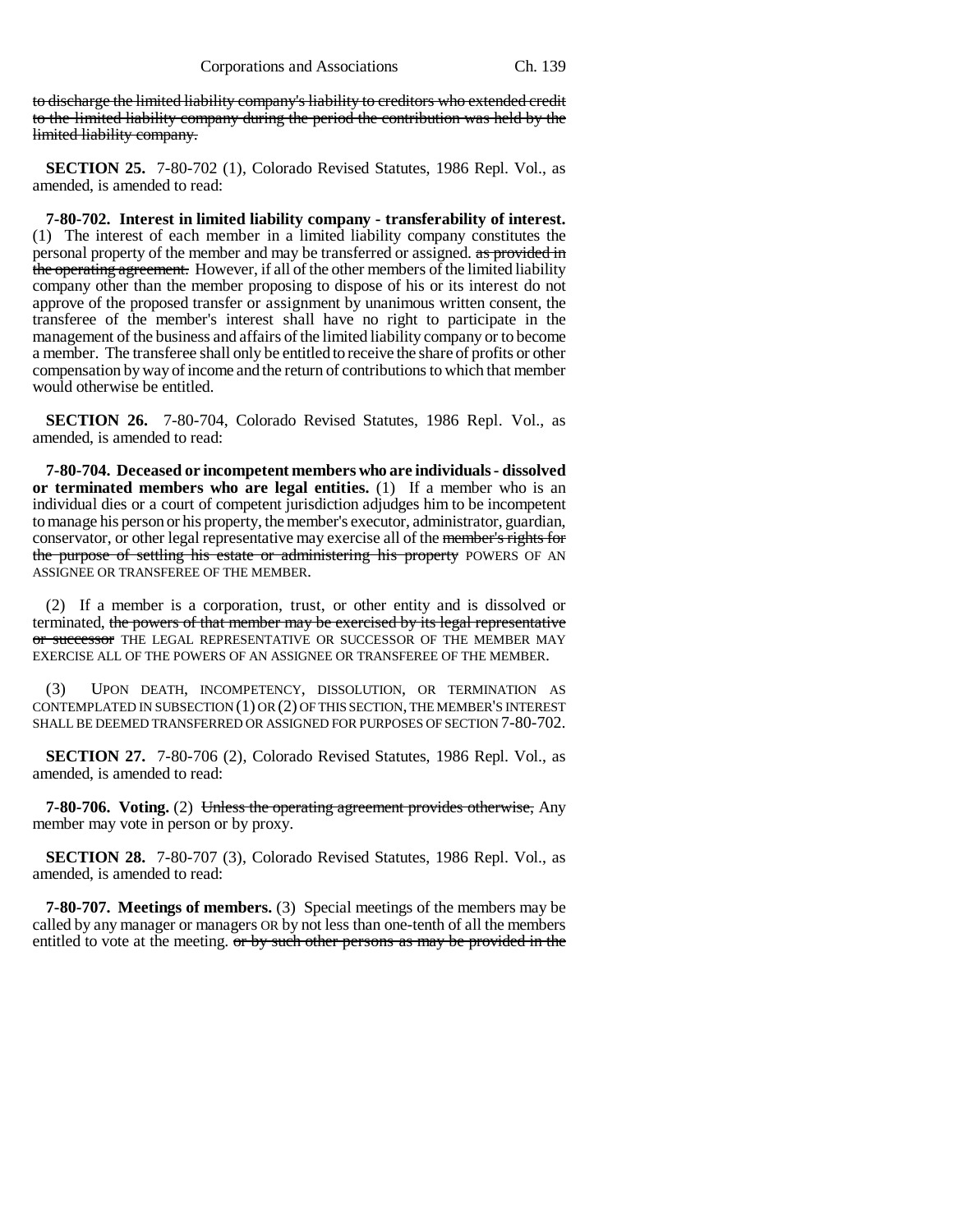to discharge the limited liability company's liability to creditors who extended credit to the limited liability company during the period the contribution was held by the limited liability company.

**SECTION 25.** 7-80-702 (1), Colorado Revised Statutes, 1986 Repl. Vol., as amended, is amended to read:

**7-80-702. Interest in limited liability company - transferability of interest.** (1) The interest of each member in a limited liability company constitutes the personal property of the member and may be transferred or assigned. as provided in the operating agreement. However, if all of the other members of the limited liability company other than the member proposing to dispose of his or its interest do not approve of the proposed transfer or assignment by unanimous written consent, the transferee of the member's interest shall have no right to participate in the management of the business and affairs of the limited liability company or to become a member. The transferee shall only be entitled to receive the share of profits or other compensation by way of income and the return of contributions to which that member would otherwise be entitled.

**SECTION 26.** 7-80-704, Colorado Revised Statutes, 1986 Repl. Vol., as amended, is amended to read:

**7-80-704. Deceased or incompetent members who are individuals - dissolved or terminated members who are legal entities.** (1) If a member who is an individual dies or a court of competent jurisdiction adjudges him to be incompetent to manage his person or his property, the member's executor, administrator, guardian, conservator, or other legal representative may exercise all of the member's rights for the purpose of settling his estate or administering his property POWERS OF AN ASSIGNEE OR TRANSFEREE OF THE MEMBER.

(2) If a member is a corporation, trust, or other entity and is dissolved or terminated, the powers of that member may be exercised by its legal representative or successor THE LEGAL REPRESENTATIVE OR SUCCESSOR OF THE MEMBER MAY EXERCISE ALL OF THE POWERS OF AN ASSIGNEE OR TRANSFEREE OF THE MEMBER.

(3) UPON DEATH, INCOMPETENCY, DISSOLUTION, OR TERMINATION AS CONTEMPLATED IN SUBSECTION (1) OR (2) OF THIS SECTION, THE MEMBER'S INTEREST SHALL BE DEEMED TRANSFERRED OR ASSIGNED FOR PURPOSES OF SECTION 7-80-702.

**SECTION 27.** 7-80-706 (2), Colorado Revised Statutes, 1986 Repl. Vol., as amended, is amended to read:

**7-80-706. Voting.** (2) Unless the operating agreement provides otherwise, Any member may vote in person or by proxy.

**SECTION 28.** 7-80-707 (3), Colorado Revised Statutes, 1986 Repl. Vol., as amended, is amended to read:

**7-80-707. Meetings of members.** (3) Special meetings of the members may be called by any manager or managers OR by not less than one-tenth of all the members entitled to vote at the meeting. or by such other persons as may be provided in the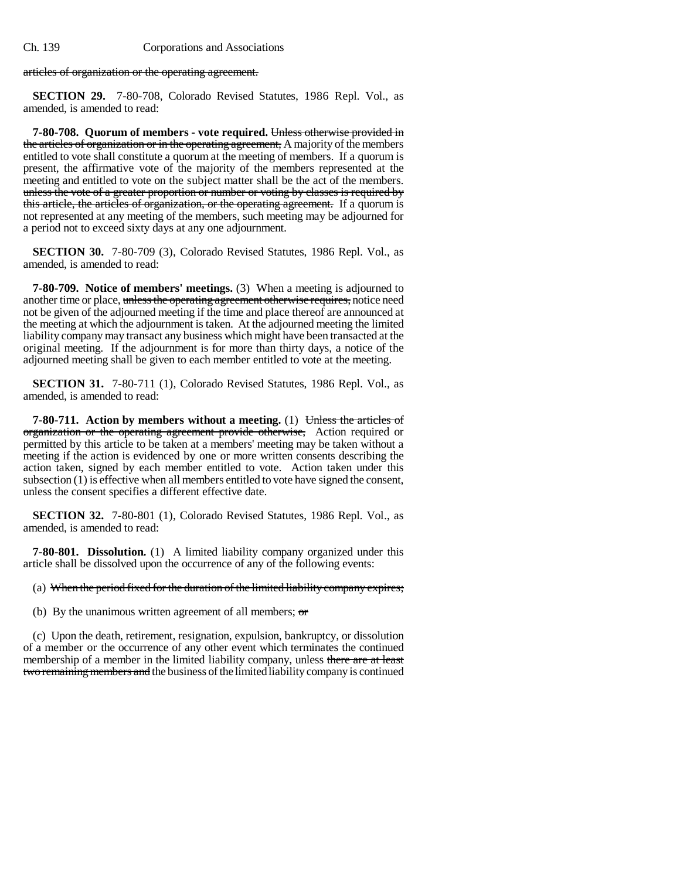articles of organization or the operating agreement.

**SECTION 29.** 7-80-708, Colorado Revised Statutes, 1986 Repl. Vol., as amended, is amended to read:

**7-80-708. Quorum of members - vote required.** ~~Unless otherwise provided in the articles of organization or in the operating agreement,~~ A majority of the members entitled to vote shall constitute a quorum at the meeting of members. If a quorum is present, the affirmative vote of the majority of the members represented at the meeting and entitled to vote on the subject matter shall be the act of the members. ~~unless the vote of a greater proportion or number or voting by classes is required by this article, the articles of organization, or the operating agreement.~~ If a quorum is not represented at any meeting of the members, such meeting may be adjourned for a period not to exceed sixty days at any one adjournment.

**SECTION 30.** 7-80-709 (3), Colorado Revised Statutes, 1986 Repl. Vol., as amended, is amended to read:

**7-80-709. Notice of members' meetings.** (3) When a meeting is adjourned to another time or place, ~~unless the operating agreement otherwise requires,~~ notice need not be given of the adjourned meeting if the time and place thereof are announced at the meeting at which the adjournment is taken. At the adjourned meeting the limited liability company may transact any business which might have been transacted at the original meeting. If the adjournment is for more than thirty days, a notice of the adjourned meeting shall be given to each member entitled to vote at the meeting.

**SECTION 31.** 7-80-711 (1), Colorado Revised Statutes, 1986 Repl. Vol., as amended, is amended to read:

**7-80-711. Action by members without a meeting.** (1) ~~Unless the articles of organization or the operating agreement provide otherwise,~~ Action required or permitted by this article to be taken at a members' meeting may be taken without a meeting if the action is evidenced by one or more written consents describing the action taken, signed by each member entitled to vote. Action taken under this subsection (1) is effective when all members entitled to vote have signed the consent, unless the consent specifies a different effective date.

**SECTION 32.** 7-80-801 (1), Colorado Revised Statutes, 1986 Repl. Vol., as amended, is amended to read:

**7-80-801. Dissolution.** (1) A limited liability company organized under this article shall be dissolved upon the occurrence of any of the following events:

(a) ~~When the period fixed for the duration of the limited liability company expires;~~

(b) By the unanimous written agreement of all members; ~~or~~

(c) Upon the death, retirement, resignation, expulsion, bankruptcy, or dissolution of a member or the occurrence of any other event which terminates the continued membership of a member in the limited liability company, unless ~~there are at least two remaining members and~~ the business of the limited liability company is continued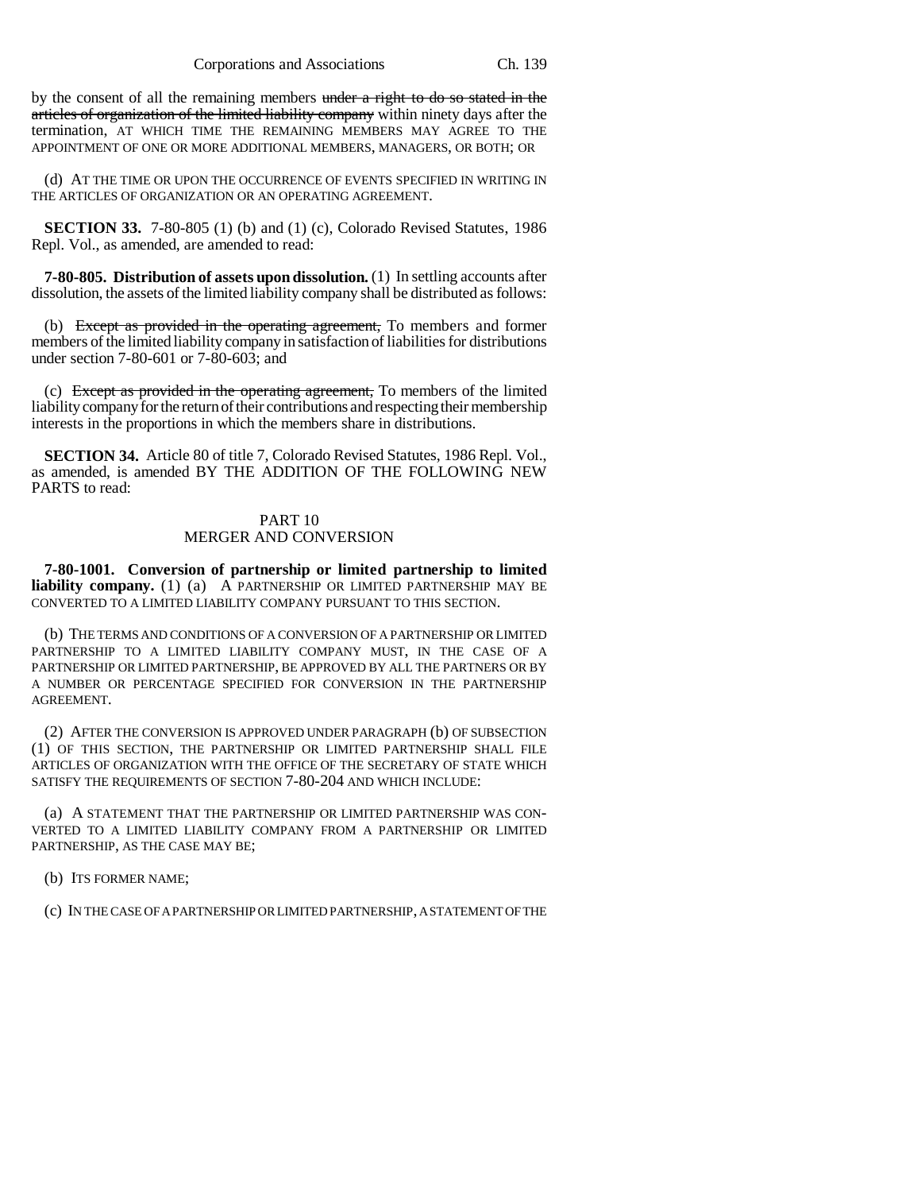by the consent of all the remaining members under a right to do so stated in the articles of organization of the limited liability company within ninety days after the termination, AT WHICH TIME THE REMAINING MEMBERS MAY AGREE TO THE APPOINTMENT OF ONE OR MORE ADDITIONAL MEMBERS, MANAGERS, OR BOTH; OR

(d) AT THE TIME OR UPON THE OCCURRENCE OF EVENTS SPECIFIED IN WRITING IN THE ARTICLES OF ORGANIZATION OR AN OPERATING AGREEMENT.

**SECTION 33.** 7-80-805 (1) (b) and (1) (c), Colorado Revised Statutes, 1986 Repl. Vol., as amended, are amended to read:

**7-80-805. Distribution of assets upon dissolution.** (1) In settling accounts after dissolution, the assets of the limited liability company shall be distributed as follows:

(b) Except as provided in the operating agreement, To members and former members of the limited liability company in satisfaction of liabilities for distributions under section 7-80-601 or 7-80-603; and

(c) Except as provided in the operating agreement, To members of the limited liability company for the return of their contributions and respecting their membership interests in the proportions in which the members share in distributions.

**SECTION 34.** Article 80 of title 7, Colorado Revised Statutes, 1986 Repl. Vol., as amended, is amended BY THE ADDITION OF THE FOLLOWING NEW PARTS to read:

PART 10
MERGER AND CONVERSION

**7-80-1001. Conversion of partnership or limited partnership to limited liability company.** (1) (a) A PARTNERSHIP OR LIMITED PARTNERSHIP MAY BE CONVERTED TO A LIMITED LIABILITY COMPANY PURSUANT TO THIS SECTION.

(b) THE TERMS AND CONDITIONS OF A CONVERSION OF A PARTNERSHIP OR LIMITED PARTNERSHIP TO A LIMITED LIABILITY COMPANY MUST, IN THE CASE OF A PARTNERSHIP OR LIMITED PARTNERSHIP, BE APPROVED BY ALL THE PARTNERS OR BY A NUMBER OR PERCENTAGE SPECIFIED FOR CONVERSION IN THE PARTNERSHIP AGREEMENT.

(2) AFTER THE CONVERSION IS APPROVED UNDER PARAGRAPH (b) OF SUBSECTION (1) OF THIS SECTION, THE PARTNERSHIP OR LIMITED PARTNERSHIP SHALL FILE ARTICLES OF ORGANIZATION WITH THE OFFICE OF THE SECRETARY OF STATE WHICH SATISFY THE REQUIREMENTS OF SECTION 7-80-204 AND WHICH INCLUDE:

(a) A STATEMENT THAT THE PARTNERSHIP OR LIMITED PARTNERSHIP WAS CONVERTED TO A LIMITED LIABILITY COMPANY FROM A PARTNERSHIP OR LIMITED PARTNERSHIP, AS THE CASE MAY BE;

(b) ITS FORMER NAME;

(c) IN THE CASE OF A PARTNERSHIP OR LIMITED PARTNERSHIP, A STATEMENT OF THE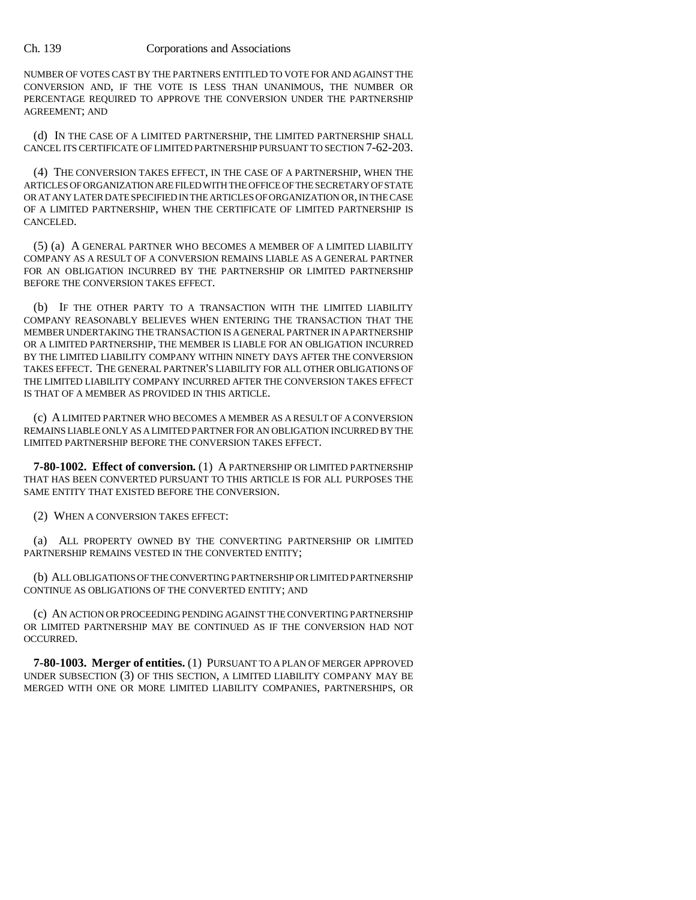NUMBER OF VOTES CAST BY THE PARTNERS ENTITLED TO VOTE FOR AND AGAINST THE CONVERSION AND, IF THE VOTE IS LESS THAN UNANIMOUS, THE NUMBER OR PERCENTAGE REQUIRED TO APPROVE THE CONVERSION UNDER THE PARTNERSHIP AGREEMENT; AND

(d) IN THE CASE OF A LIMITED PARTNERSHIP, THE LIMITED PARTNERSHIP SHALL CANCEL ITS CERTIFICATE OF LIMITED PARTNERSHIP PURSUANT TO SECTION 7-62-203.

(4) THE CONVERSION TAKES EFFECT, IN THE CASE OF A PARTNERSHIP, WHEN THE ARTICLES OF ORGANIZATION ARE FILED WITH THE OFFICE OF THE SECRETARY OF STATE OR AT ANY LATER DATE SPECIFIED IN THE ARTICLES OF ORGANIZATION OR, IN THE CASE OF A LIMITED PARTNERSHIP, WHEN THE CERTIFICATE OF LIMITED PARTNERSHIP IS CANCELED.

(5) (a) A GENERAL PARTNER WHO BECOMES A MEMBER OF A LIMITED LIABILITY COMPANY AS A RESULT OF A CONVERSION REMAINS LIABLE AS A GENERAL PARTNER FOR AN OBLIGATION INCURRED BY THE PARTNERSHIP OR LIMITED PARTNERSHIP BEFORE THE CONVERSION TAKES EFFECT.

(b) IF THE OTHER PARTY TO A TRANSACTION WITH THE LIMITED LIABILITY COMPANY REASONABLY BELIEVES WHEN ENTERING THE TRANSACTION THAT THE MEMBER UNDERTAKING THE TRANSACTION IS A GENERAL PARTNER IN A PARTNERSHIP OR A LIMITED PARTNERSHIP, THE MEMBER IS LIABLE FOR AN OBLIGATION INCURRED BY THE LIMITED LIABILITY COMPANY WITHIN NINETY DAYS AFTER THE CONVERSION TAKES EFFECT. THE GENERAL PARTNER'S LIABILITY FOR ALL OTHER OBLIGATIONS OF THE LIMITED LIABILITY COMPANY INCURRED AFTER THE CONVERSION TAKES EFFECT IS THAT OF A MEMBER AS PROVIDED IN THIS ARTICLE.

(c) A LIMITED PARTNER WHO BECOMES A MEMBER AS A RESULT OF A CONVERSION REMAINS LIABLE ONLY AS A LIMITED PARTNER FOR AN OBLIGATION INCURRED BY THE LIMITED PARTNERSHIP BEFORE THE CONVERSION TAKES EFFECT.

**7-80-1002. Effect of conversion.** (1) A PARTNERSHIP OR LIMITED PARTNERSHIP THAT HAS BEEN CONVERTED PURSUANT TO THIS ARTICLE IS FOR ALL PURPOSES THE SAME ENTITY THAT EXISTED BEFORE THE CONVERSION.

(2) WHEN A CONVERSION TAKES EFFECT:

(a) ALL PROPERTY OWNED BY THE CONVERTING PARTNERSHIP OR LIMITED PARTNERSHIP REMAINS VESTED IN THE CONVERTED ENTITY;

(b) ALL OBLIGATIONS OF THE CONVERTING PARTNERSHIP OR LIMITED PARTNERSHIP CONTINUE AS OBLIGATIONS OF THE CONVERTED ENTITY; AND

(c) AN ACTION OR PROCEEDING PENDING AGAINST THE CONVERTING PARTNERSHIP OR LIMITED PARTNERSHIP MAY BE CONTINUED AS IF THE CONVERSION HAD NOT OCCURRED.

**7-80-1003. Merger of entities.** (1) PURSUANT TO A PLAN OF MERGER APPROVED UNDER SUBSECTION (3) OF THIS SECTION, A LIMITED LIABILITY COMPANY MAY BE MERGED WITH ONE OR MORE LIMITED LIABILITY COMPANIES, PARTNERSHIPS, OR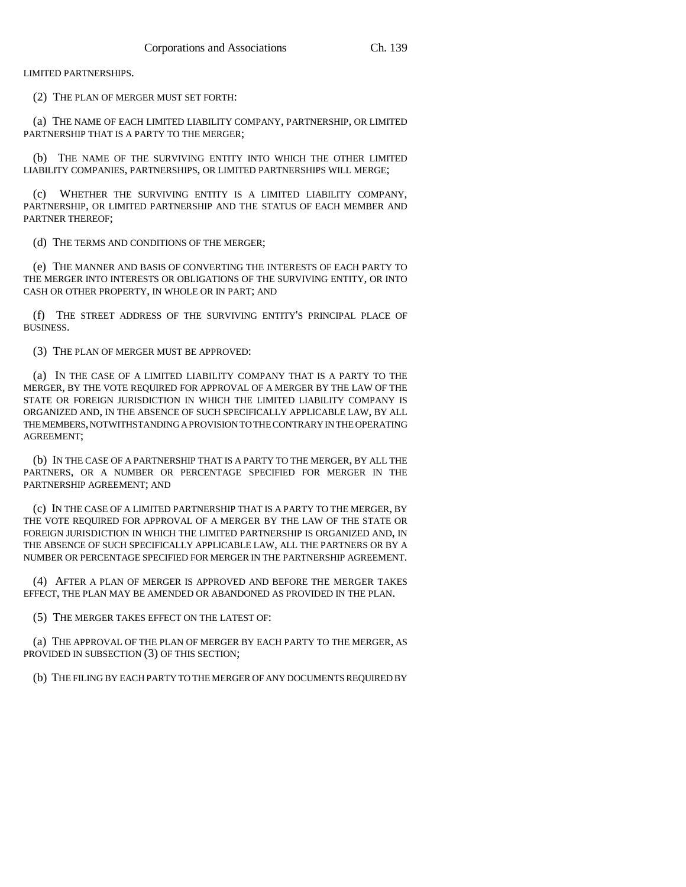LIMITED PARTNERSHIPS.

(2) THE PLAN OF MERGER MUST SET FORTH:

(a) THE NAME OF EACH LIMITED LIABILITY COMPANY, PARTNERSHIP, OR LIMITED PARTNERSHIP THAT IS A PARTY TO THE MERGER;

(b) THE NAME OF THE SURVIVING ENTITY INTO WHICH THE OTHER LIMITED LIABILITY COMPANIES, PARTNERSHIPS, OR LIMITED PARTNERSHIPS WILL MERGE;

(c) WHETHER THE SURVIVING ENTITY IS A LIMITED LIABILITY COMPANY, PARTNERSHIP, OR LIMITED PARTNERSHIP AND THE STATUS OF EACH MEMBER AND PARTNER THEREOF;

(d) THE TERMS AND CONDITIONS OF THE MERGER;

(e) THE MANNER AND BASIS OF CONVERTING THE INTERESTS OF EACH PARTY TO THE MERGER INTO INTERESTS OR OBLIGATIONS OF THE SURVIVING ENTITY, OR INTO CASH OR OTHER PROPERTY, IN WHOLE OR IN PART; AND

(f) THE STREET ADDRESS OF THE SURVIVING ENTITY'S PRINCIPAL PLACE OF BUSINESS.

(3) THE PLAN OF MERGER MUST BE APPROVED:

(a) IN THE CASE OF A LIMITED LIABILITY COMPANY THAT IS A PARTY TO THE MERGER, BY THE VOTE REQUIRED FOR APPROVAL OF A MERGER BY THE LAW OF THE STATE OR FOREIGN JURISDICTION IN WHICH THE LIMITED LIABILITY COMPANY IS ORGANIZED AND, IN THE ABSENCE OF SUCH SPECIFICALLY APPLICABLE LAW, BY ALL THE MEMBERS, NOTWITHSTANDING A PROVISION TO THE CONTRARY IN THE OPERATING AGREEMENT;

(b) IN THE CASE OF A PARTNERSHIP THAT IS A PARTY TO THE MERGER, BY ALL THE PARTNERS, OR A NUMBER OR PERCENTAGE SPECIFIED FOR MERGER IN THE PARTNERSHIP AGREEMENT; AND

(c) IN THE CASE OF A LIMITED PARTNERSHIP THAT IS A PARTY TO THE MERGER, BY THE VOTE REQUIRED FOR APPROVAL OF A MERGER BY THE LAW OF THE STATE OR FOREIGN JURISDICTION IN WHICH THE LIMITED PARTNERSHIP IS ORGANIZED AND, IN THE ABSENCE OF SUCH SPECIFICALLY APPLICABLE LAW, ALL THE PARTNERS OR BY A NUMBER OR PERCENTAGE SPECIFIED FOR MERGER IN THE PARTNERSHIP AGREEMENT.

(4) AFTER A PLAN OF MERGER IS APPROVED AND BEFORE THE MERGER TAKES EFFECT, THE PLAN MAY BE AMENDED OR ABANDONED AS PROVIDED IN THE PLAN.

(5) THE MERGER TAKES EFFECT ON THE LATEST OF:

(a) THE APPROVAL OF THE PLAN OF MERGER BY EACH PARTY TO THE MERGER, AS PROVIDED IN SUBSECTION (3) OF THIS SECTION;

(b) THE FILING BY EACH PARTY TO THE MERGER OF ANY DOCUMENTS REQUIRED BY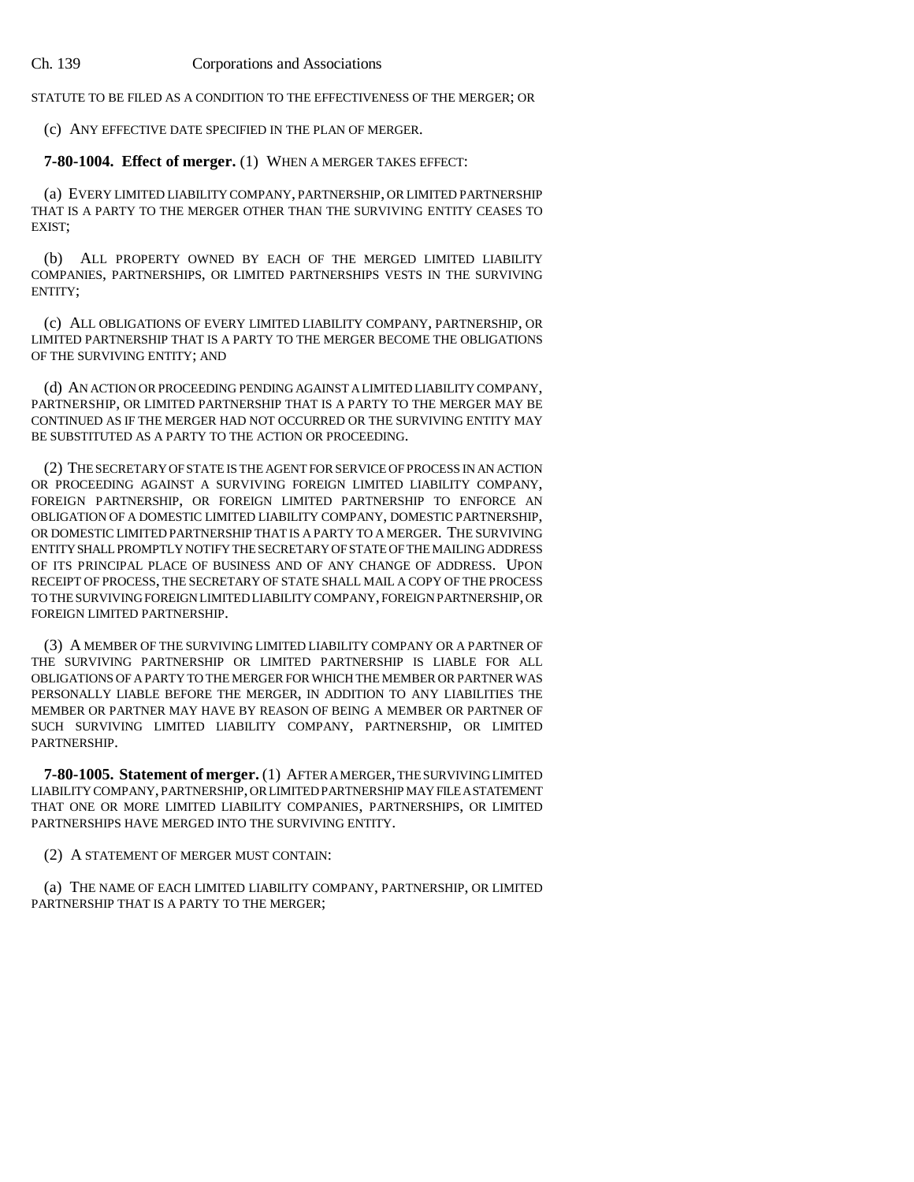STATUTE TO BE FILED AS A CONDITION TO THE EFFECTIVENESS OF THE MERGER; OR

(c) ANY EFFECTIVE DATE SPECIFIED IN THE PLAN OF MERGER.

**7-80-1004. Effect of merger.** (1) WHEN A MERGER TAKES EFFECT:

(a) EVERY LIMITED LIABILITY COMPANY, PARTNERSHIP, OR LIMITED PARTNERSHIP THAT IS A PARTY TO THE MERGER OTHER THAN THE SURVIVING ENTITY CEASES TO EXIST;

(b) ALL PROPERTY OWNED BY EACH OF THE MERGED LIMITED LIABILITY COMPANIES, PARTNERSHIPS, OR LIMITED PARTNERSHIPS VESTS IN THE SURVIVING ENTITY;

(c) ALL OBLIGATIONS OF EVERY LIMITED LIABILITY COMPANY, PARTNERSHIP, OR LIMITED PARTNERSHIP THAT IS A PARTY TO THE MERGER BECOME THE OBLIGATIONS OF THE SURVIVING ENTITY; AND

(d) AN ACTION OR PROCEEDING PENDING AGAINST A LIMITED LIABILITY COMPANY, PARTNERSHIP, OR LIMITED PARTNERSHIP THAT IS A PARTY TO THE MERGER MAY BE CONTINUED AS IF THE MERGER HAD NOT OCCURRED OR THE SURVIVING ENTITY MAY BE SUBSTITUTED AS A PARTY TO THE ACTION OR PROCEEDING.

(2) THE SECRETARY OF STATE IS THE AGENT FOR SERVICE OF PROCESS IN AN ACTION OR PROCEEDING AGAINST A SURVIVING FOREIGN LIMITED LIABILITY COMPANY, FOREIGN PARTNERSHIP, OR FOREIGN LIMITED PARTNERSHIP TO ENFORCE AN OBLIGATION OF A DOMESTIC LIMITED LIABILITY COMPANY, DOMESTIC PARTNERSHIP, OR DOMESTIC LIMITED PARTNERSHIP THAT IS A PARTY TO A MERGER. THE SURVIVING ENTITY SHALL PROMPTLY NOTIFY THE SECRETARY OF STATE OF THE MAILING ADDRESS OF ITS PRINCIPAL PLACE OF BUSINESS AND OF ANY CHANGE OF ADDRESS. UPON RECEIPT OF PROCESS, THE SECRETARY OF STATE SHALL MAIL A COPY OF THE PROCESS TO THE SURVIVING FOREIGN LIMITED LIABILITY COMPANY, FOREIGN PARTNERSHIP, OR FOREIGN LIMITED PARTNERSHIP.

(3) A MEMBER OF THE SURVIVING LIMITED LIABILITY COMPANY OR A PARTNER OF THE SURVIVING PARTNERSHIP OR LIMITED PARTNERSHIP IS LIABLE FOR ALL OBLIGATIONS OF A PARTY TO THE MERGER FOR WHICH THE MEMBER OR PARTNER WAS PERSONALLY LIABLE BEFORE THE MERGER, IN ADDITION TO ANY LIABILITIES THE MEMBER OR PARTNER MAY HAVE BY REASON OF BEING A MEMBER OR PARTNER OF SUCH SURVIVING LIMITED LIABILITY COMPANY, PARTNERSHIP, OR LIMITED PARTNERSHIP.

**7-80-1005. Statement of merger.** (1) AFTER A MERGER, THE SURVIVING LIMITED LIABILITY COMPANY, PARTNERSHIP, OR LIMITED PARTNERSHIP MAY FILE A STATEMENT THAT ONE OR MORE LIMITED LIABILITY COMPANIES, PARTNERSHIPS, OR LIMITED PARTNERSHIPS HAVE MERGED INTO THE SURVIVING ENTITY.

(2) A STATEMENT OF MERGER MUST CONTAIN:

(a) THE NAME OF EACH LIMITED LIABILITY COMPANY, PARTNERSHIP, OR LIMITED PARTNERSHIP THAT IS A PARTY TO THE MERGER;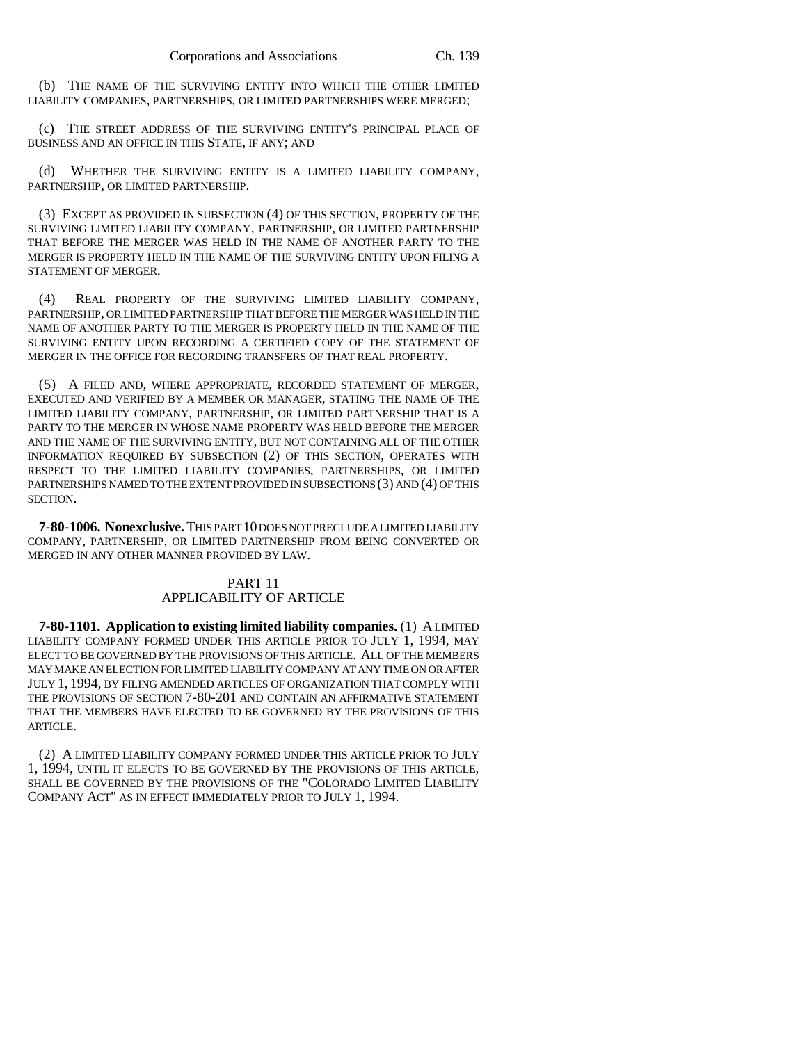(b) THE NAME OF THE SURVIVING ENTITY INTO WHICH THE OTHER LIMITED LIABILITY COMPANIES, PARTNERSHIPS, OR LIMITED PARTNERSHIPS WERE MERGED;

(c) THE STREET ADDRESS OF THE SURVIVING ENTITY'S PRINCIPAL PLACE OF BUSINESS AND AN OFFICE IN THIS STATE, IF ANY; AND

(d) WHETHER THE SURVIVING ENTITY IS A LIMITED LIABILITY COMPANY, PARTNERSHIP, OR LIMITED PARTNERSHIP.

(3) EXCEPT AS PROVIDED IN SUBSECTION (4) OF THIS SECTION, PROPERTY OF THE SURVIVING LIMITED LIABILITY COMPANY, PARTNERSHIP, OR LIMITED PARTNERSHIP THAT BEFORE THE MERGER WAS HELD IN THE NAME OF ANOTHER PARTY TO THE MERGER IS PROPERTY HELD IN THE NAME OF THE SURVIVING ENTITY UPON FILING A STATEMENT OF MERGER.

(4) REAL PROPERTY OF THE SURVIVING LIMITED LIABILITY COMPANY, PARTNERSHIP, OR LIMITED PARTNERSHIP THAT BEFORE THE MERGER WAS HELD IN THE NAME OF ANOTHER PARTY TO THE MERGER IS PROPERTY HELD IN THE NAME OF THE SURVIVING ENTITY UPON RECORDING A CERTIFIED COPY OF THE STATEMENT OF MERGER IN THE OFFICE FOR RECORDING TRANSFERS OF THAT REAL PROPERTY.

(5) A FILED AND, WHERE APPROPRIATE, RECORDED STATEMENT OF MERGER, EXECUTED AND VERIFIED BY A MEMBER OR MANAGER, STATING THE NAME OF THE LIMITED LIABILITY COMPANY, PARTNERSHIP, OR LIMITED PARTNERSHIP THAT IS A PARTY TO THE MERGER IN WHOSE NAME PROPERTY WAS HELD BEFORE THE MERGER AND THE NAME OF THE SURVIVING ENTITY, BUT NOT CONTAINING ALL OF THE OTHER INFORMATION REQUIRED BY SUBSECTION (2) OF THIS SECTION, OPERATES WITH RESPECT TO THE LIMITED LIABILITY COMPANIES, PARTNERSHIPS, OR LIMITED PARTNERSHIPS NAMED TO THE EXTENT PROVIDED IN SUBSECTIONS (3) AND (4) OF THIS SECTION.

**7-80-1006. Nonexclusive.** THIS PART 10 DOES NOT PRECLUDE A LIMITED LIABILITY COMPANY, PARTNERSHIP, OR LIMITED PARTNERSHIP FROM BEING CONVERTED OR MERGED IN ANY OTHER MANNER PROVIDED BY LAW.

## PART 11
## APPLICABILITY OF ARTICLE

**7-80-1101. Application to existing limited liability companies.** (1) A LIMITED LIABILITY COMPANY FORMED UNDER THIS ARTICLE PRIOR TO JULY 1, 1994, MAY ELECT TO BE GOVERNED BY THE PROVISIONS OF THIS ARTICLE. ALL OF THE MEMBERS MAY MAKE AN ELECTION FOR LIMITED LIABILITY COMPANY AT ANY TIME ON OR AFTER JULY 1, 1994, BY FILING AMENDED ARTICLES OF ORGANIZATION THAT COMPLY WITH THE PROVISIONS OF SECTION 7-80-201 AND CONTAIN AN AFFIRMATIVE STATEMENT THAT THE MEMBERS HAVE ELECTED TO BE GOVERNED BY THE PROVISIONS OF THIS ARTICLE.

(2) A LIMITED LIABILITY COMPANY FORMED UNDER THIS ARTICLE PRIOR TO JULY 1, 1994, UNTIL IT ELECTS TO BE GOVERNED BY THE PROVISIONS OF THIS ARTICLE, SHALL BE GOVERNED BY THE PROVISIONS OF THE "COLORADO LIMITED LIABILITY COMPANY ACT" AS IN EFFECT IMMEDIATELY PRIOR TO JULY 1, 1994.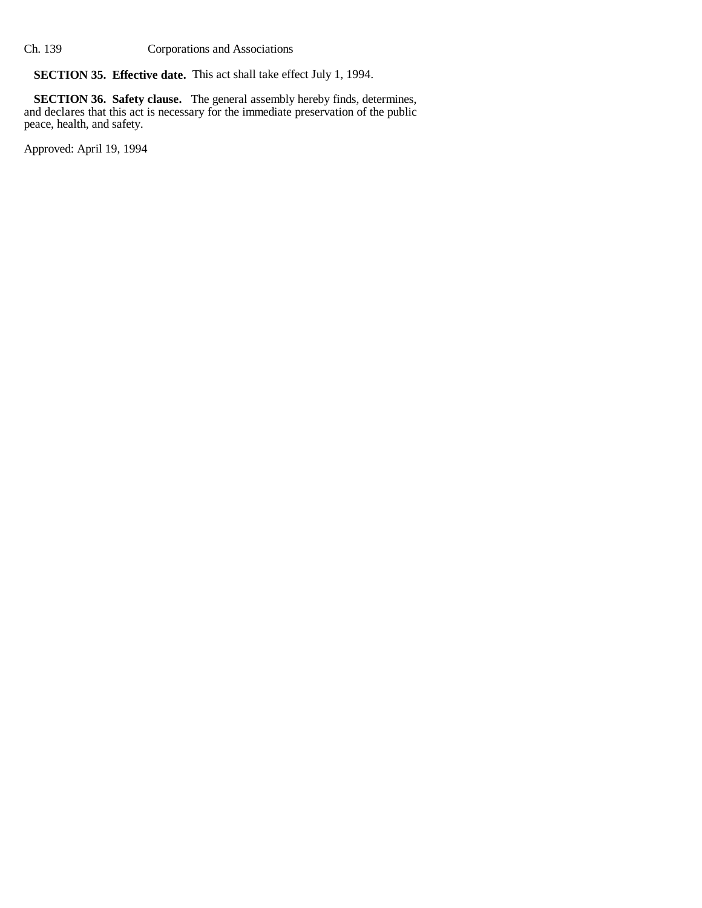**SECTION 35. Effective date.** This act shall take effect July 1, 1994.

**SECTION 36. Safety clause.** The general assembly hereby finds, determines, and declares that this act is necessary for the immediate preservation of the public peace, health, and safety.

Approved: April 19, 1994